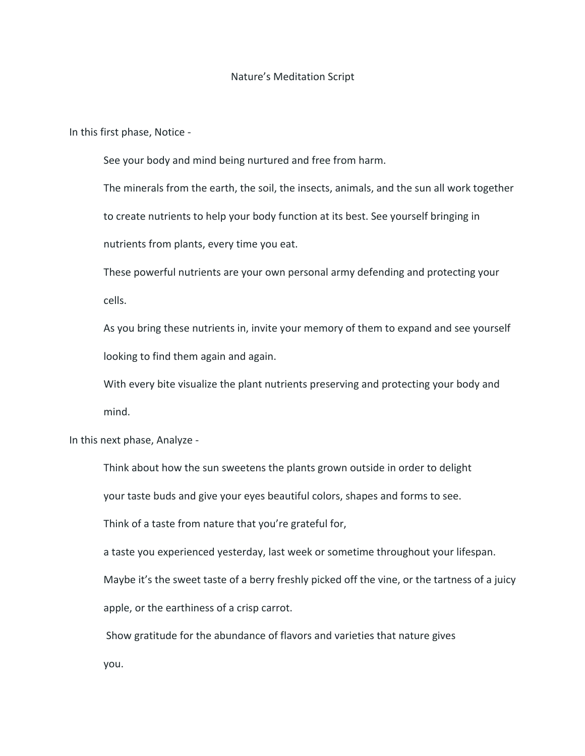# Nature's Meditation Script

In this first phase, Notice -

See your body and mind being nurtured and free from harm.

The minerals from the earth, the soil, the insects, animals, and the sun all work together to create nutrients to help your body function at its best. See yourself bringing in nutrients from plants, every time you eat.

These powerful nutrients are your own personal army defending and protecting your cells.

As you bring these nutrients in, invite your memory of them to expand and see yourself looking to find them again and again.

With every bite visualize the plant nutrients preserving and protecting your body and mind.

In this next phase, Analyze -

Think about how the sun sweetens the plants grown outside in order to delight your taste buds and give your eyes beautiful colors, shapes and forms to see.

Think of a taste from nature that you're grateful for,

a taste you experienced yesterday, last week or sometime throughout your lifespan.

Maybe it's the sweet taste of a berry freshly picked off the vine, or the tartness of a juicy apple, or the earthiness of a crisp carrot.

Show gratitude for the abundance of flavors and varieties that nature gives you.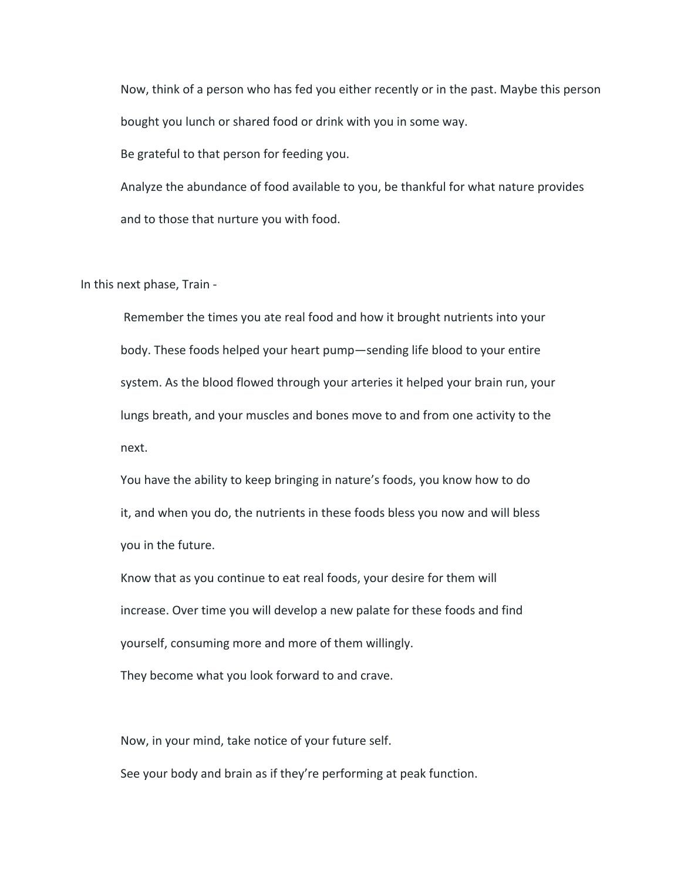Now, think of a person who has fed you either recently or in the past. Maybe this person bought you lunch or shared food or drink with you in some way.

Be grateful to that person for feeding you.

Analyze the abundance of food available to you, be thankful for what nature provides and to those that nurture you with food.

In this next phase, Train -

Remember the times you ate real food and how it brought nutrients into your body. These foods helped your heart pump—sending life blood to your entire system. As the blood flowed through your arteries it helped your brain run, your lungs breath, and your muscles and bones move to and from one activity to the next.

You have the ability to keep bringing in nature's foods, you know how to do it, and when you do, the nutrients in these foods bless you now and will bless you in the future.

Know that as you continue to eat real foods, your desire for them will increase. Over time you will develop a new palate for these foods and find yourself, consuming more and more of them willingly.

They become what you look forward to and crave.

Now, in your mind, take notice of your future self.

See your body and brain as if they're performing at peak function.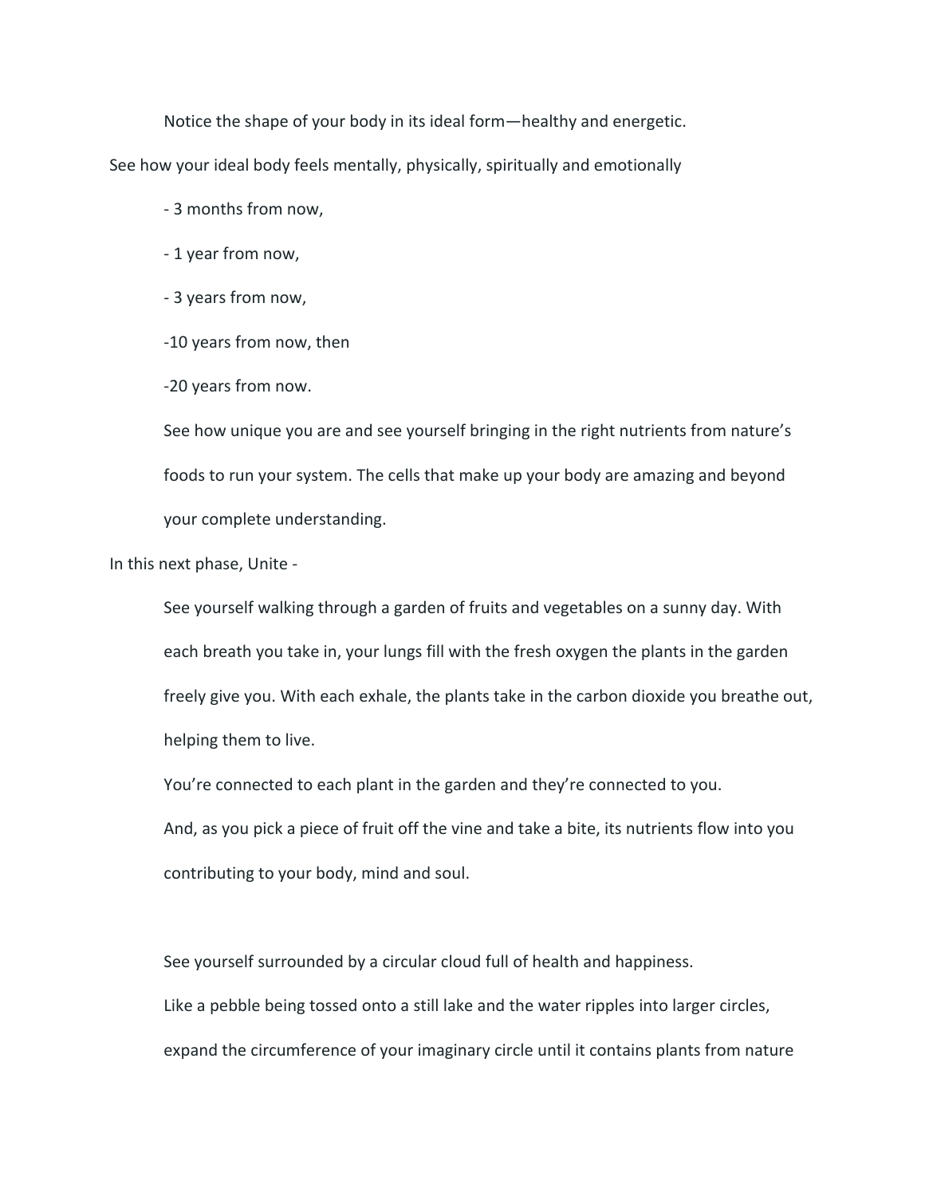Notice the shape of your body in its ideal form—healthy and energetic.

See how your ideal body feels mentally, physically, spiritually and emotionally

- 3 months from now,
- 1 year from now,
- 3 years from now,
- 10 years from now, then
- 20 years from now.

See how unique you are and see yourself bringing in the right nutrients from nature's foods to run your system. The cells that make up your body are amazing and beyond your complete understanding.

In this next phase, Unite -

See yourself walking through a garden of fruits and vegetables on a sunny day. With each breath you take in, your lungs fill with the fresh oxygen the plants in the garden freely give you. With each exhale, the plants take in the carbon dioxide you breathe out, helping them to live.

You're connected to each plant in the garden and they're connected to you.

And, as you pick a piece of fruit off the vine and take a bite, its nutrients flow into you contributing to your body, mind and soul.

See yourself surrounded by a circular cloud full of health and happiness.

Like a pebble being tossed onto a still lake and the water ripples into larger circles, expand the circumference of your imaginary circle until it contains plants from nature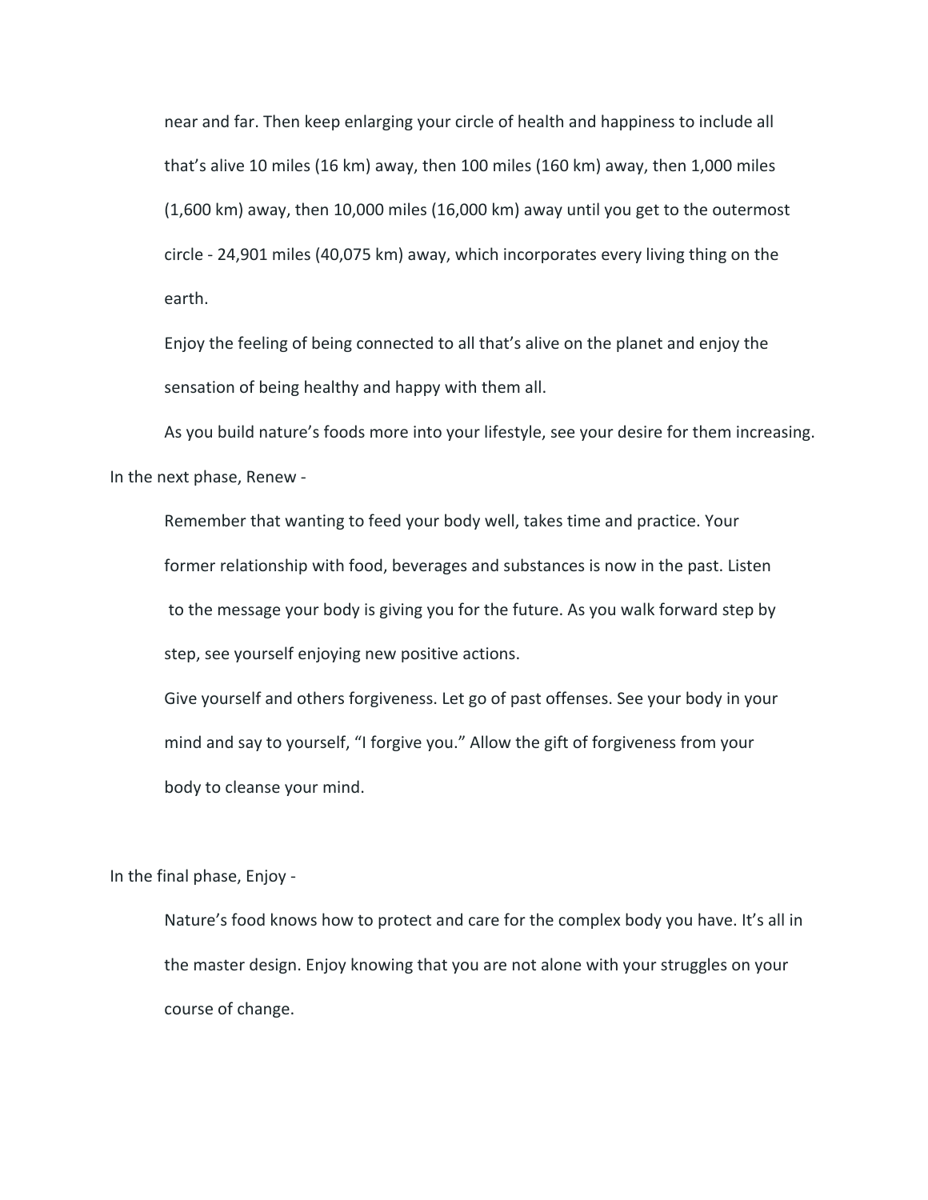near and far. Then keep enlarging your circle of health and happiness to include all that's alive 10 miles (16 km) away, then 100 miles (160 km) away, then 1,000 miles (1,600 km) away, then 10,000 miles (16,000 km) away until you get to the outermost circle - 24,901 miles (40,075 km) away, which incorporates every living thing on the earth.

Enjoy the feeling of being connected to all that's alive on the planet and enjoy the sensation of being healthy and happy with them all.

As you build nature's foods more into your lifestyle, see your desire for them increasing.

In the next phase, Renew -

Remember that wanting to feed your body well, takes time and practice. Your former relationship with food, beverages and substances is now in the past. Listen to the message your body is giving you for the future. As you walk forward step by step, see yourself enjoying new positive actions.

Give yourself and others forgiveness. Let go of past offenses. See your body in your mind and say to yourself, "I forgive you." Allow the gift of forgiveness from your body to cleanse your mind.

In the final phase, Enjoy -

Nature's food knows how to protect and care for the complex body you have. It's all in the master design. Enjoy knowing that you are not alone with your struggles on your course of change.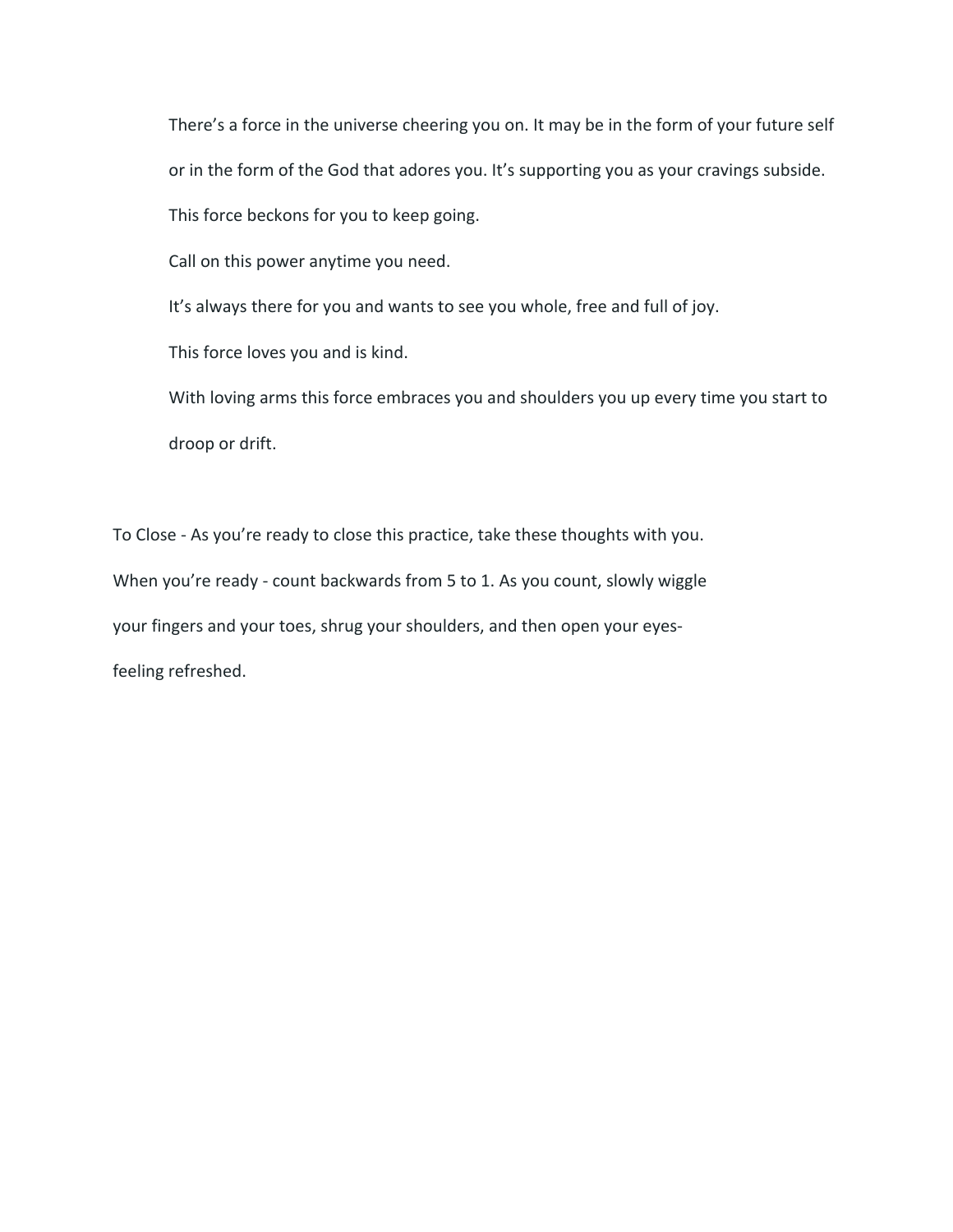There's a force in the universe cheering you on. It may be in the form of your future self or in the form of the God that adores you. It's supporting you as your cravings subside.

This force beckons for you to keep going.

Call on this power anytime you need.

It's always there for you and wants to see you whole, free and full of joy.

This force loves you and is kind.

With loving arms this force embraces you and shoulders you up every time you start to droop or drift.

To Close - As you're ready to close this practice, take these thoughts with you.

When you're ready - count backwards from 5 to 1. As you count, slowly wiggle your fingers and your toes, shrug your shoulders, and then open your eyes-feeling refreshed.